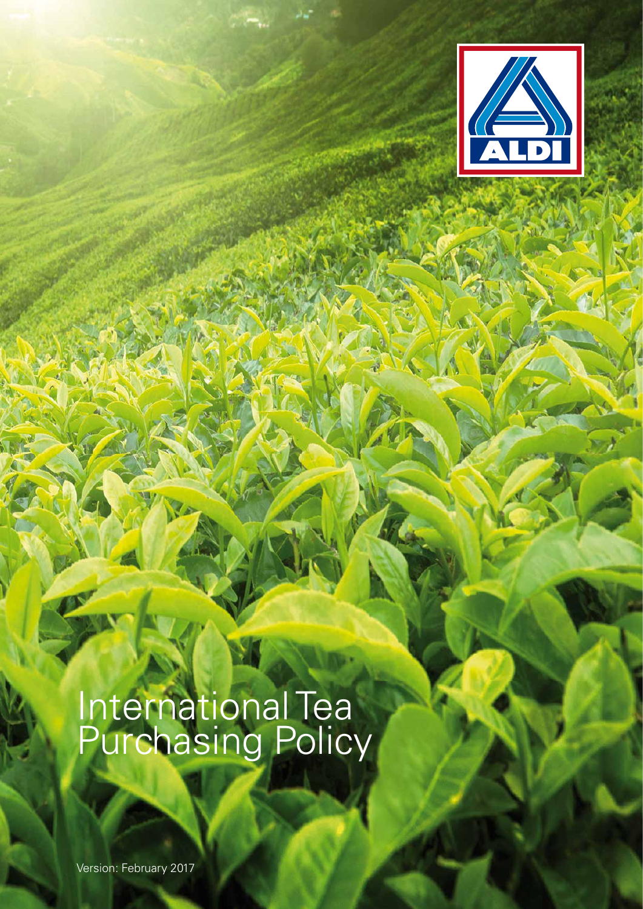# International Tea Purchasing Policy

Version: February 2017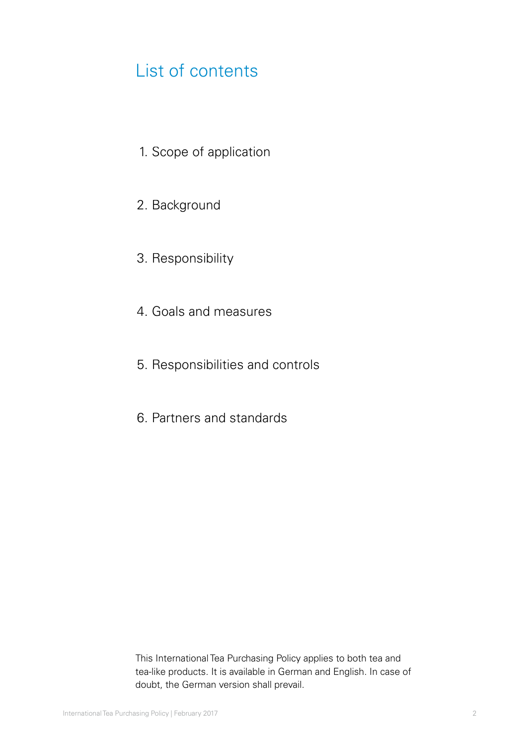# List of contents

1. Scope of application
2. Background
3. Responsibility
4. Goals and measures
5. Responsibilities and controls
6. Partners and standards

This International Tea Purchasing Policy applies to both tea and tea-like products. It is available in German and English. In case of doubt, the German version shall prevail.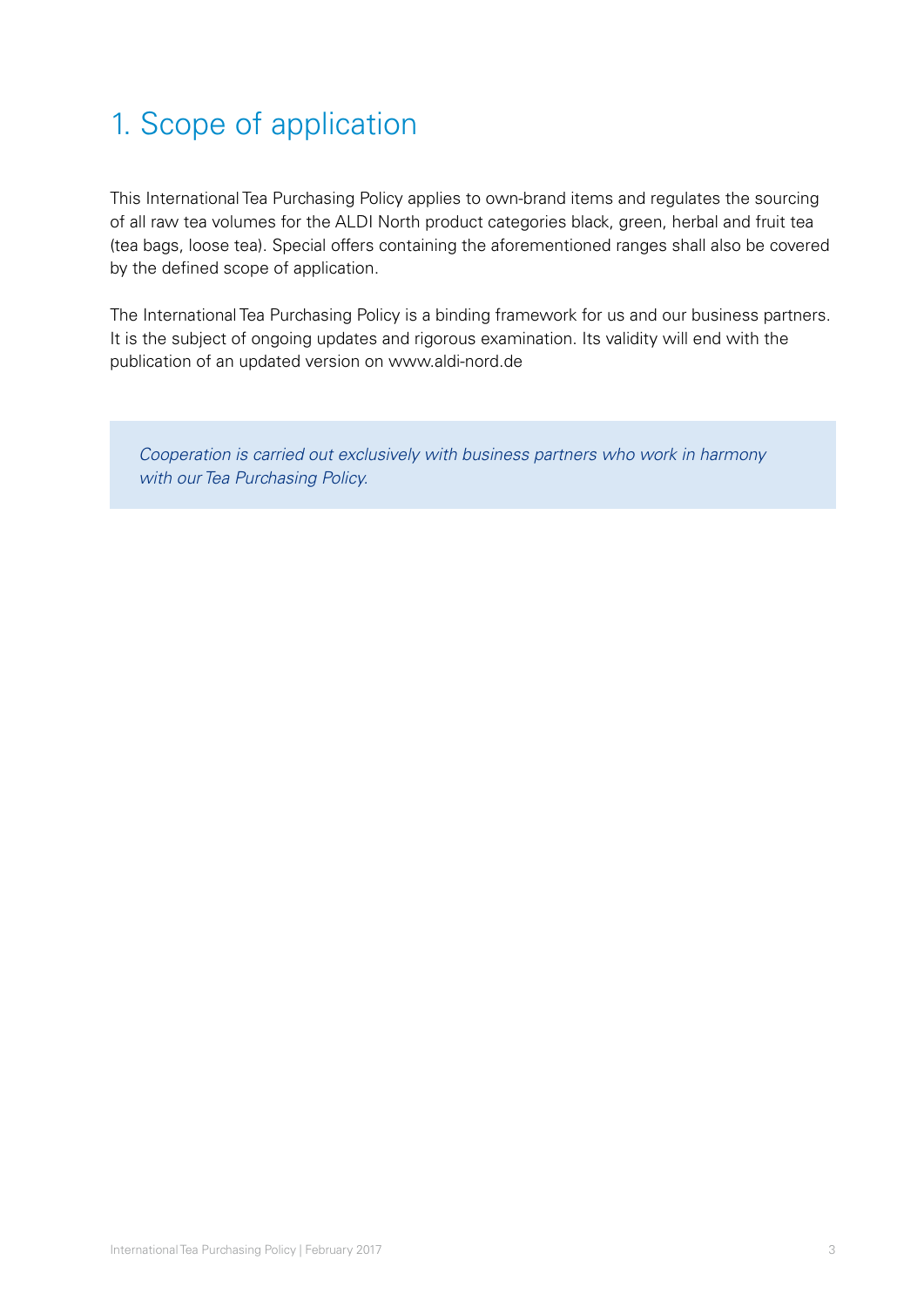# 1. Scope of application

This International Tea Purchasing Policy applies to own-brand items and regulates the sourcing of all raw tea volumes for the ALDI North product categories black, green, herbal and fruit tea (tea bags, loose tea). Special offers containing the aforementioned ranges shall also be covered by the defined scope of application.

The International Tea Purchasing Policy is a binding framework for us and our business partners. It is the subject of ongoing updates and rigorous examination. Its validity will end with the publication of an updated version on www.aldi-nord.de

*Cooperation is carried out exclusively with business partners who work in harmony with our Tea Purchasing Policy.*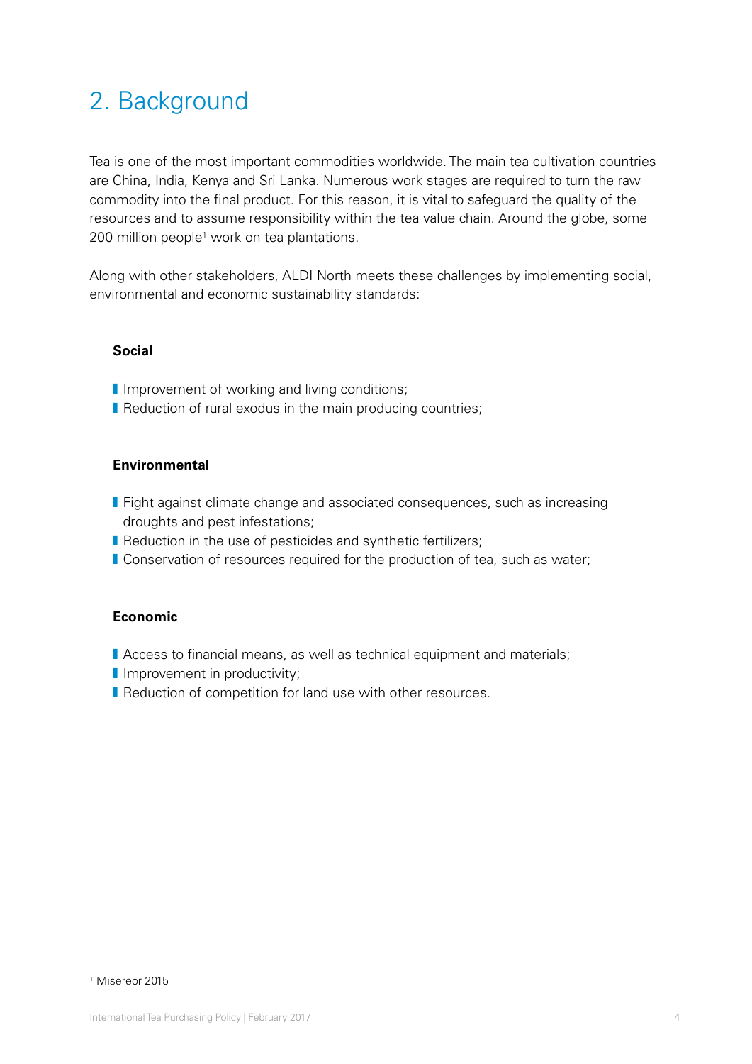# 2. Background

Tea is one of the most important commodities worldwide. The main tea cultivation countries are China, India, Kenya and Sri Lanka. Numerous work stages are required to turn the raw commodity into the final product. For this reason, it is vital to safeguard the quality of the resources and to assume responsibility within the tea value chain. Around the globe, some 200 million people[1] work on tea plantations.

Along with other stakeholders, ALDI North meets these challenges by implementing social, environmental and economic sustainability standards:

**Social**

- Improvement of working and living conditions;
- Reduction of rural exodus in the main producing countries;

**Environmental**

- Fight against climate change and associated consequences, such as increasing droughts and pest infestations;
- Reduction in the use of pesticides and synthetic fertilizers;
- Conservation of resources required for the production of tea, such as water;

**Economic**

- Access to financial means, as well as technical equipment and materials;
- Improvement in productivity;
- Reduction of competition for land use with other resources.

[1] Misereor 2015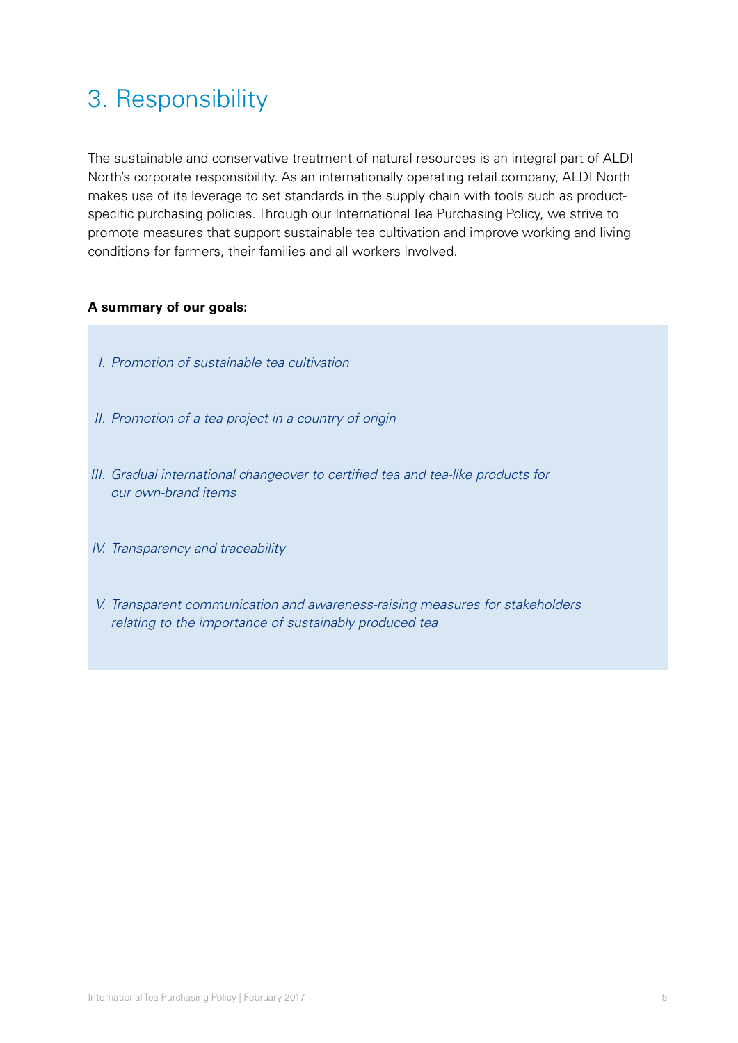# 3. Responsibility

The sustainable and conservative treatment of natural resources is an integral part of ALDI North's corporate responsibility. As an internationally operating retail company, ALDI North makes use of its leverage to set standards in the supply chain with tools such as product-specific purchasing policies. Through our International Tea Purchasing Policy, we strive to promote measures that support sustainable tea cultivation and improve working and living conditions for farmers, their families and all workers involved.

**A summary of our goals:**

I. *Promotion of sustainable tea cultivation*

II. *Promotion of a tea project in a country of origin*

III. *Gradual international changeover to certified tea and tea-like products for our own-brand items*

IV. *Transparency and traceability*

V. *Transparent communication and awareness-raising measures for stakeholders relating to the importance of sustainably produced tea*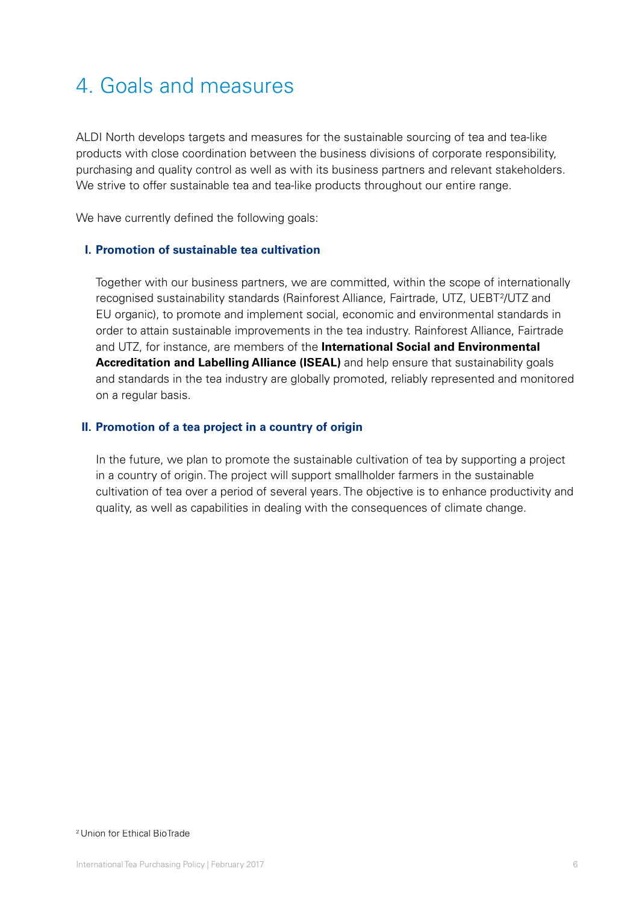# 4. Goals and measures

ALDI North develops targets and measures for the sustainable sourcing of tea and tea-like products with close coordination between the business divisions of corporate responsibility, purchasing and quality control as well as with its business partners and relevant stakeholders. We strive to offer sustainable tea and tea-like products throughout our entire range.

We have currently defined the following goals:

**I. Promotion of sustainable tea cultivation**

Together with our business partners, we are committed, within the scope of internationally recognised sustainability standards (Rainforest Alliance, Fairtrade, UTZ, UEBT[2]/UTZ and EU organic), to promote and implement social, economic and environmental standards in order to attain sustainable improvements in the tea industry. Rainforest Alliance, Fairtrade and UTZ, for instance, are members of the **International Social and Environmental Accreditation and Labelling Alliance (ISEAL)** and help ensure that sustainability goals and standards in the tea industry are globally promoted, reliably represented and monitored on a regular basis.

**II. Promotion of a tea project in a country of origin**

In the future, we plan to promote the sustainable cultivation of tea by supporting a project in a country of origin. The project will support smallholder farmers in the sustainable cultivation of tea over a period of several years. The objective is to enhance productivity and quality, as well as capabilities in dealing with the consequences of climate change.

[2] Union for Ethical BioTrade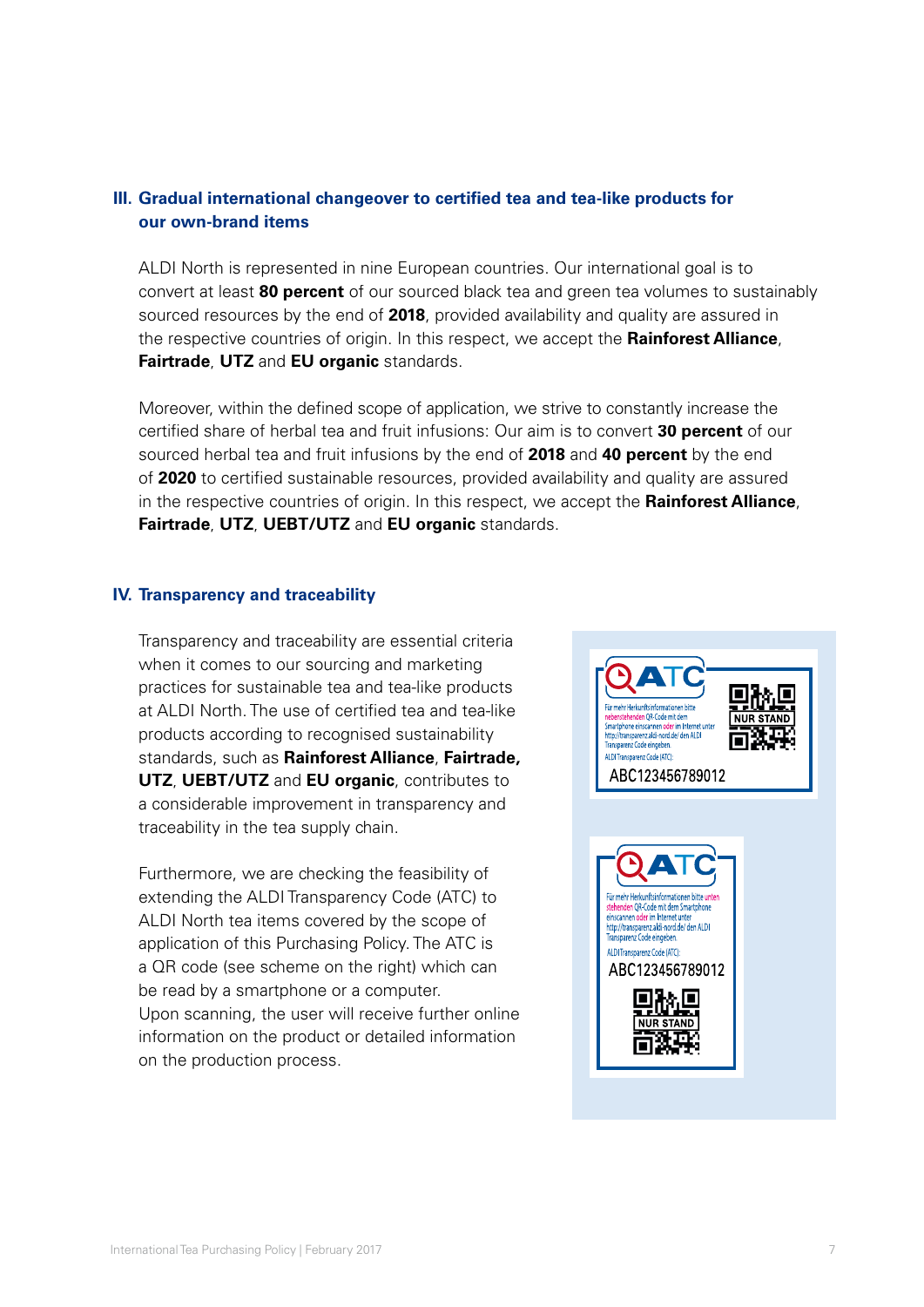## III. Gradual international changeover to certified tea and tea-like products for our own-brand items

ALDI North is represented in nine European countries. Our international goal is to convert at least **80 percent** of our sourced black tea and green tea volumes to sustainably sourced resources by the end of **2018**, provided availability and quality are assured in the respective countries of origin. In this respect, we accept the **Rainforest Alliance**, **Fairtrade**, **UTZ** and **EU organic** standards.

Moreover, within the defined scope of application, we strive to constantly increase the certified share of herbal tea and fruit infusions: Our aim is to convert **30 percent** of our sourced herbal tea and fruit infusions by the end of **2018** and **40 percent** by the end of **2020** to certified sustainable resources, provided availability and quality are assured in the respective countries of origin. In this respect, we accept the **Rainforest Alliance**, **Fairtrade**, **UTZ**, **UEBT/UTZ** and **EU organic** standards.

## IV. Transparency and traceability

Transparency and traceability are essential criteria when it comes to our sourcing and marketing practices for sustainable tea and tea-like products at ALDI North. The use of certified tea and tea-like products according to recognised sustainability standards, such as **Rainforest Alliance**, **Fairtrade, UTZ**, **UEBT/UTZ** and **EU organic**, contributes to a considerable improvement in transparency and traceability in the tea supply chain.

Furthermore, we are checking the feasibility of extending the ALDI Transparency Code (ATC) to ALDI North tea items covered by the scope of application of this Purchasing Policy. The ATC is a QR code (see scheme on the right) which can be read by a smartphone or a computer. Upon scanning, the user will receive further online information on the product or detailed information on the production process.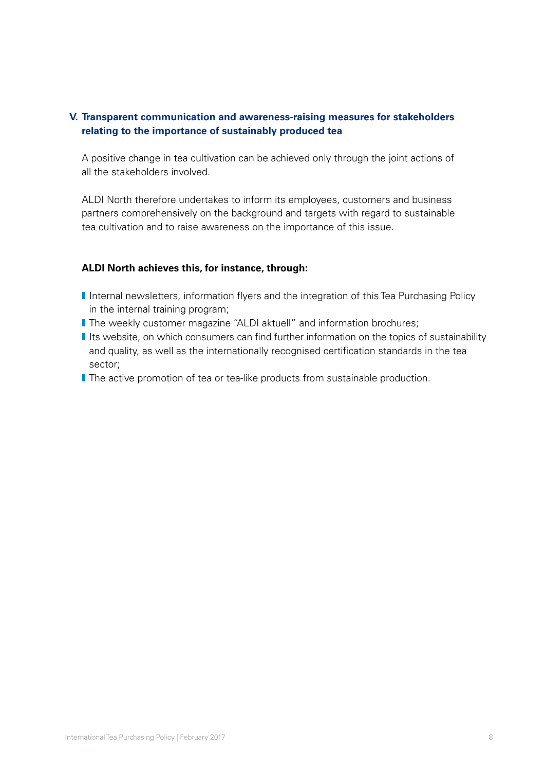## V. Transparent communication and awareness-raising measures for stakeholders relating to the importance of sustainably produced tea

A positive change in tea cultivation can be achieved only through the joint actions of all the stakeholders involved.

ALDI North therefore undertakes to inform its employees, customers and business partners comprehensively on the background and targets with regard to sustainable tea cultivation and to raise awareness on the importance of this issue.

**ALDI North achieves this, for instance, through:**

- Internal newsletters, information flyers and the integration of this Tea Purchasing Policy in the internal training program;
- The weekly customer magazine "ALDI aktuell" and information brochures;
- Its website, on which consumers can find further information on the topics of sustainability and quality, as well as the internationally recognised certification standards in the tea sector;
- The active promotion of tea or tea-like products from sustainable production.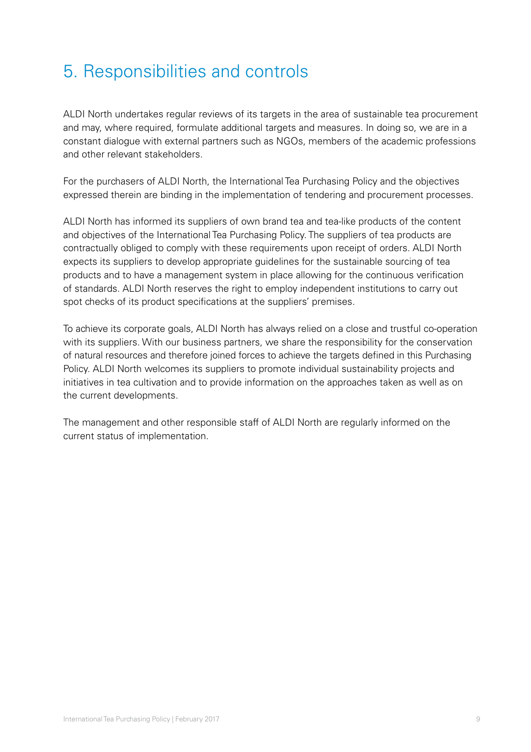# 5. Responsibilities and controls

ALDI North undertakes regular reviews of its targets in the area of sustainable tea procurement and may, where required, formulate additional targets and measures. In doing so, we are in a constant dialogue with external partners such as NGOs, members of the academic professions and other relevant stakeholders.

For the purchasers of ALDI North, the International Tea Purchasing Policy and the objectives expressed therein are binding in the implementation of tendering and procurement processes.

ALDI North has informed its suppliers of own brand tea and tea-like products of the content and objectives of the International Tea Purchasing Policy. The suppliers of tea products are contractually obliged to comply with these requirements upon receipt of orders. ALDI North expects its suppliers to develop appropriate guidelines for the sustainable sourcing of tea products and to have a management system in place allowing for the continuous verification of standards. ALDI North reserves the right to employ independent institutions to carry out spot checks of its product specifications at the suppliers' premises.

To achieve its corporate goals, ALDI North has always relied on a close and trustful co-operation with its suppliers. With our business partners, we share the responsibility for the conservation of natural resources and therefore joined forces to achieve the targets defined in this Purchasing Policy. ALDI North welcomes its suppliers to promote individual sustainability projects and initiatives in tea cultivation and to provide information on the approaches taken as well as on the current developments.

The management and other responsible staff of ALDI North are regularly informed on the current status of implementation.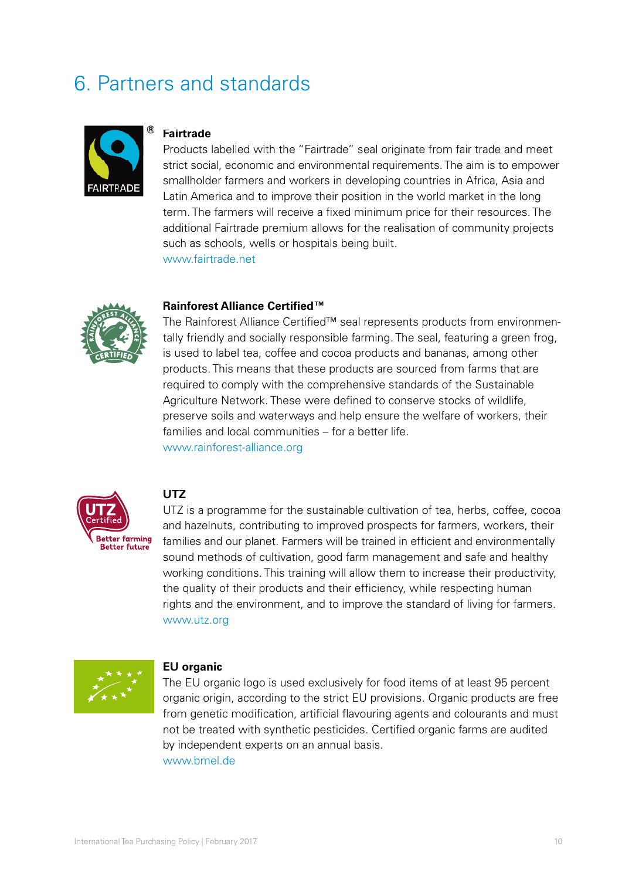# 6. Partners and standards

### Fairtrade

Products labelled with the "Fairtrade" seal originate from fair trade and meet strict social, economic and environmental requirements. The aim is to empower smallholder farmers and workers in developing countries in Africa, Asia and Latin America and to improve their position in the world market in the long term. The farmers will receive a fixed minimum price for their resources. The additional Fairtrade premium allows for the realisation of community projects such as schools, wells or hospitals being built.
www.fairtrade.net

### Rainforest Alliance Certified™

The Rainforest Alliance Certified™ seal represents products from environmentally friendly and socially responsible farming. The seal, featuring a green frog, is used to label tea, coffee and cocoa products and bananas, among other products. This means that these products are sourced from farms that are required to comply with the comprehensive standards of the Sustainable Agriculture Network. These were defined to conserve stocks of wildlife, preserve soils and waterways and help ensure the welfare of workers, their families and local communities – for a better life.
www.rainforest-alliance.org

### UTZ

UTZ is a programme for the sustainable cultivation of tea, herbs, coffee, cocoa and hazelnuts, contributing to improved prospects for farmers, workers, their families and our planet. Farmers will be trained in efficient and environmentally sound methods of cultivation, good farm management and safe and healthy working conditions. This training will allow them to increase their productivity, the quality of their products and their efficiency, while respecting human rights and the environment, and to improve the standard of living for farmers.
www.utz.org

### EU organic

The EU organic logo is used exclusively for food items of at least 95 percent organic origin, according to the strict EU provisions. Organic products are free from genetic modification, artificial flavouring agents and colourants and must not be treated with synthetic pesticides. Certified organic farms are audited by independent experts on an annual basis.
www.bmel.de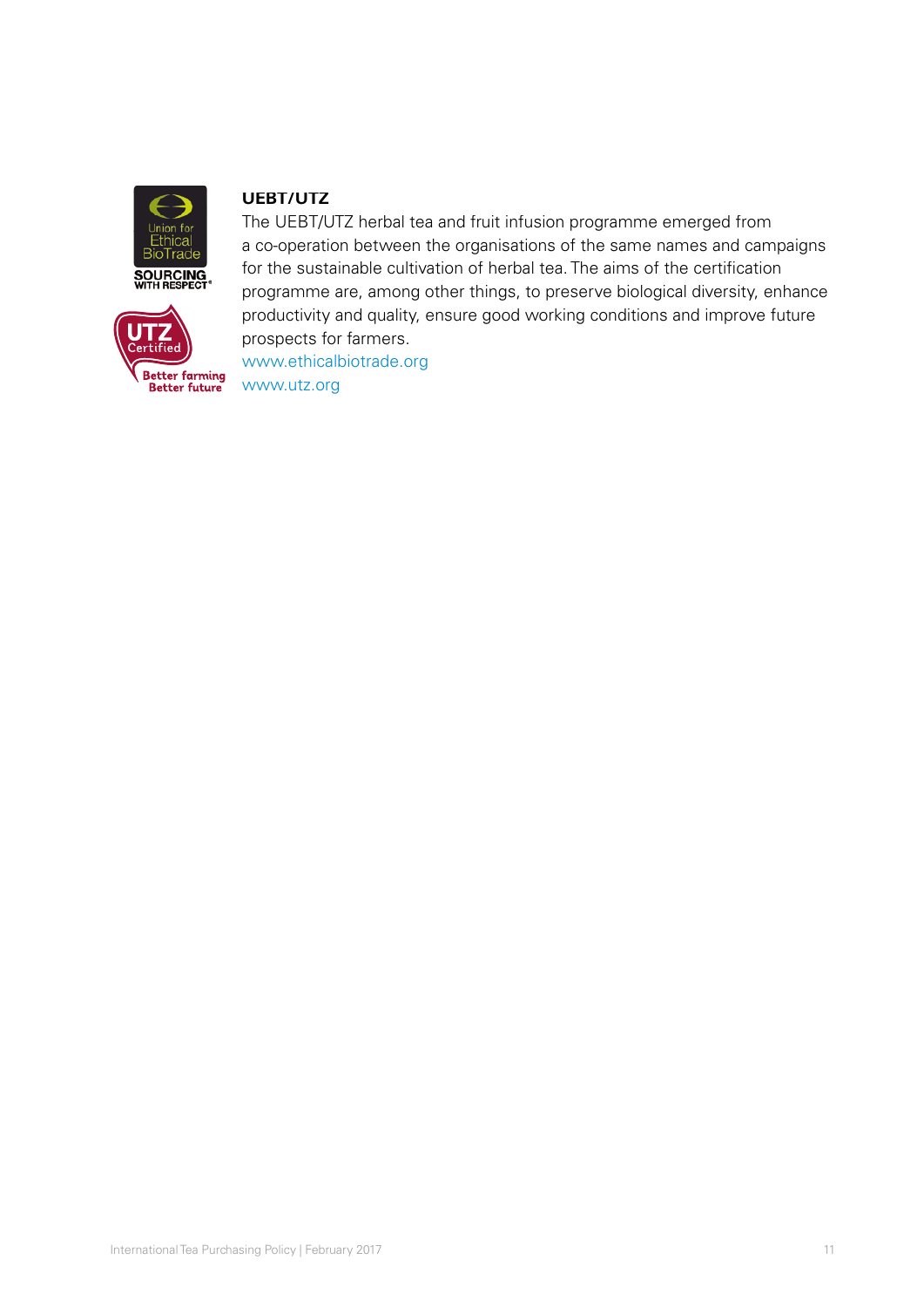## UEBT/UTZ

The UEBT/UTZ herbal tea and fruit infusion programme emerged from a co-operation between the organisations of the same names and campaigns for the sustainable cultivation of herbal tea. The aims of the certification programme are, among other things, to preserve biological diversity, enhance productivity and quality, ensure good working conditions and improve future prospects for farmers.

www.ethicalbiotrade.org
www.utz.org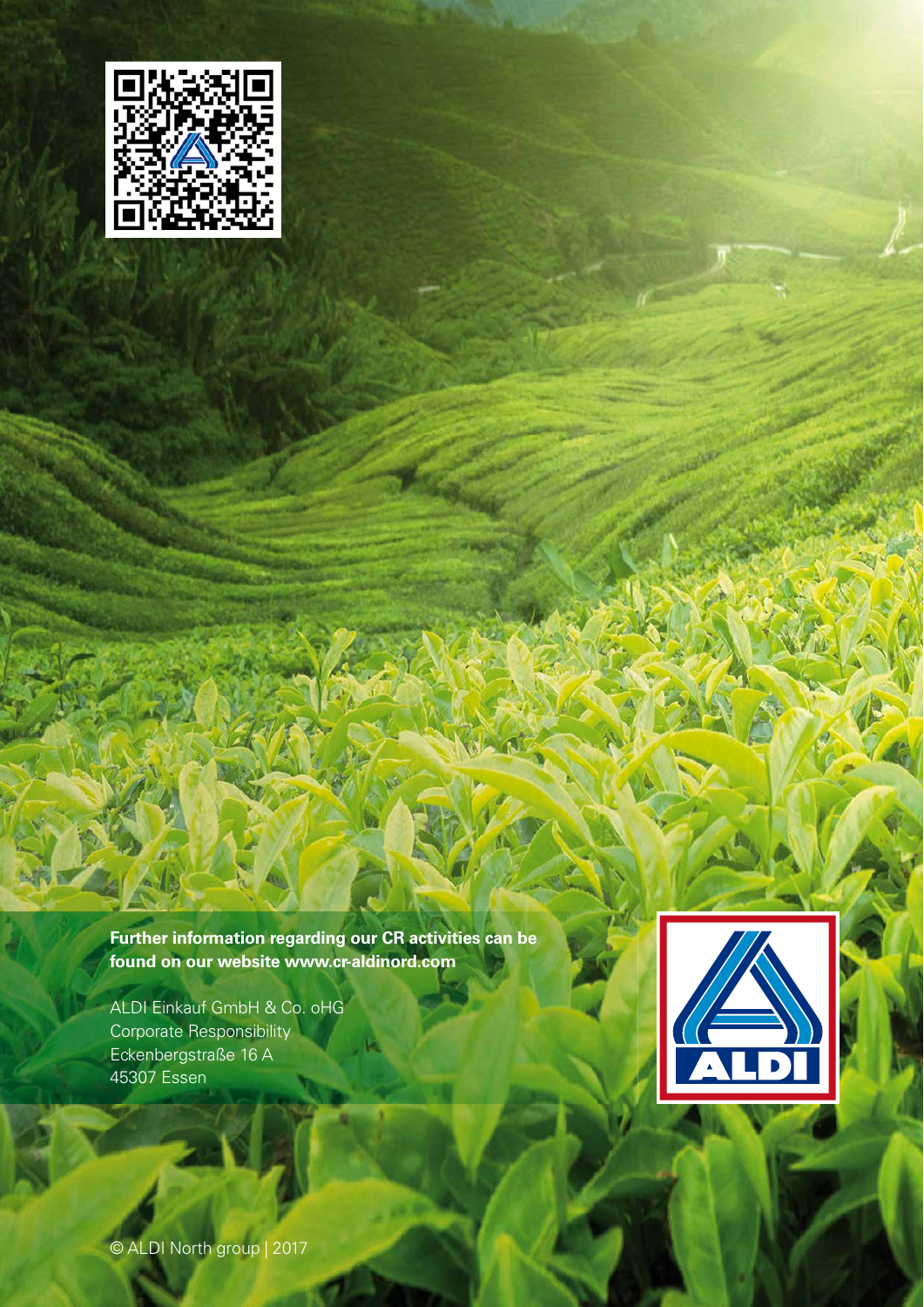**Further information regarding our CR activities can be found on our website www.cr-aldinord.com**

ALDI Einkauf GmbH & Co. oHG
Corporate Responsibility
Eckenbergstraße 16 A
45307 Essen

© ALDI North group | 2017